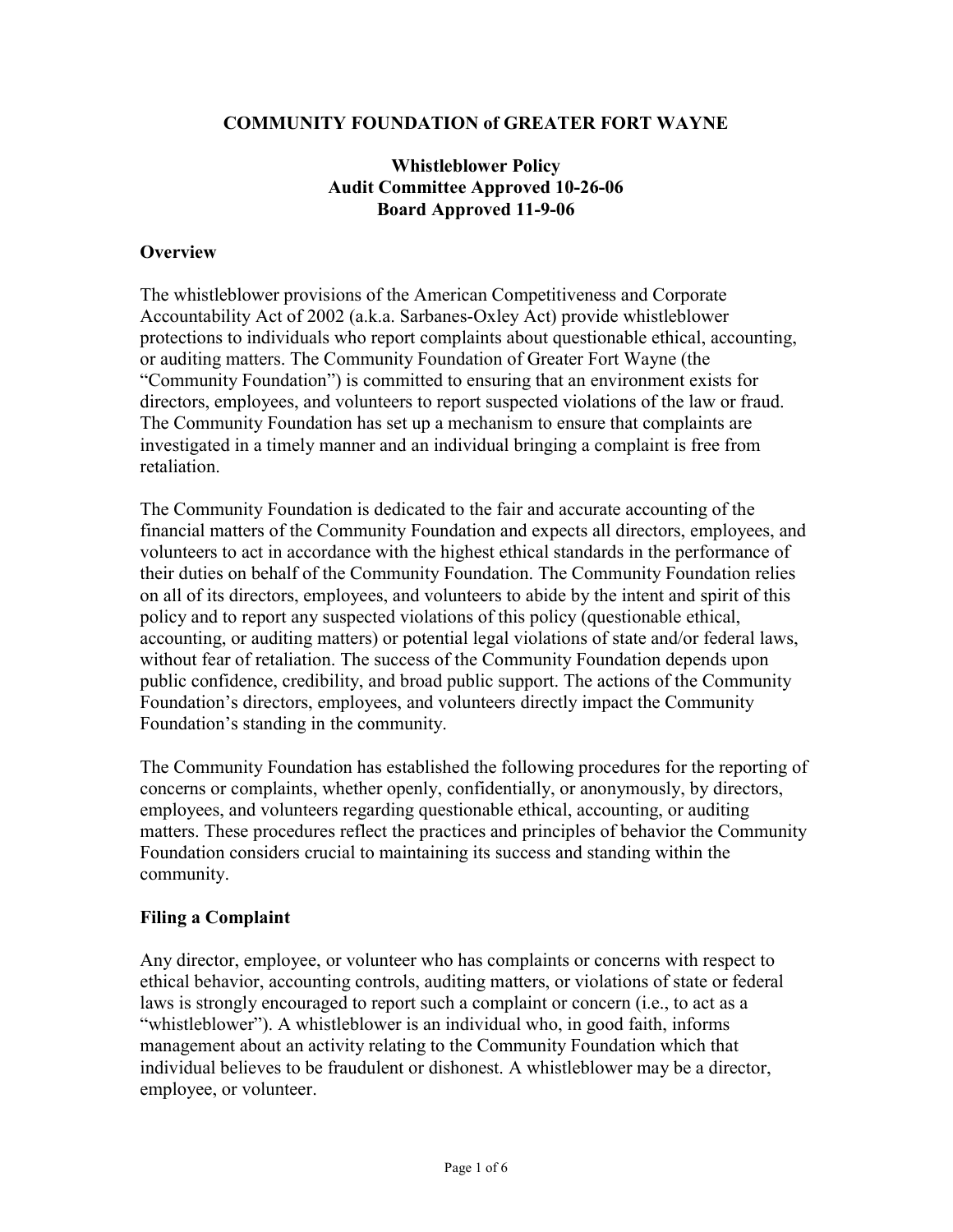# COMMUNITY FOUNDATION of GREATER FORT WAYNE

## Whistleblower Policy
## Audit Committee Approved 10-26-06
## Board Approved 11-9-06

### Overview

The whistleblower provisions of the American Competitiveness and Corporate Accountability Act of 2002 (a.k.a. Sarbanes-Oxley Act) provide whistleblower protections to individuals who report complaints about questionable ethical, accounting, or auditing matters. The Community Foundation of Greater Fort Wayne (the "Community Foundation") is committed to ensuring that an environment exists for directors, employees, and volunteers to report suspected violations of the law or fraud. The Community Foundation has set up a mechanism to ensure that complaints are investigated in a timely manner and an individual bringing a complaint is free from retaliation.

The Community Foundation is dedicated to the fair and accurate accounting of the financial matters of the Community Foundation and expects all directors, employees, and volunteers to act in accordance with the highest ethical standards in the performance of their duties on behalf of the Community Foundation. The Community Foundation relies on all of its directors, employees, and volunteers to abide by the intent and spirit of this policy and to report any suspected violations of this policy (questionable ethical, accounting, or auditing matters) or potential legal violations of state and/or federal laws, without fear of retaliation. The success of the Community Foundation depends upon public confidence, credibility, and broad public support. The actions of the Community Foundation's directors, employees, and volunteers directly impact the Community Foundation's standing in the community.

The Community Foundation has established the following procedures for the reporting of concerns or complaints, whether openly, confidentially, or anonymously, by directors, employees, and volunteers regarding questionable ethical, accounting, or auditing matters. These procedures reflect the practices and principles of behavior the Community Foundation considers crucial to maintaining its success and standing within the community.

### Filing a Complaint

Any director, employee, or volunteer who has complaints or concerns with respect to ethical behavior, accounting controls, auditing matters, or violations of state or federal laws is strongly encouraged to report such a complaint or concern (i.e., to act as a "whistleblower"). A whistleblower is an individual who, in good faith, informs management about an activity relating to the Community Foundation which that individual believes to be fraudulent or dishonest. A whistleblower may be a director, employee, or volunteer.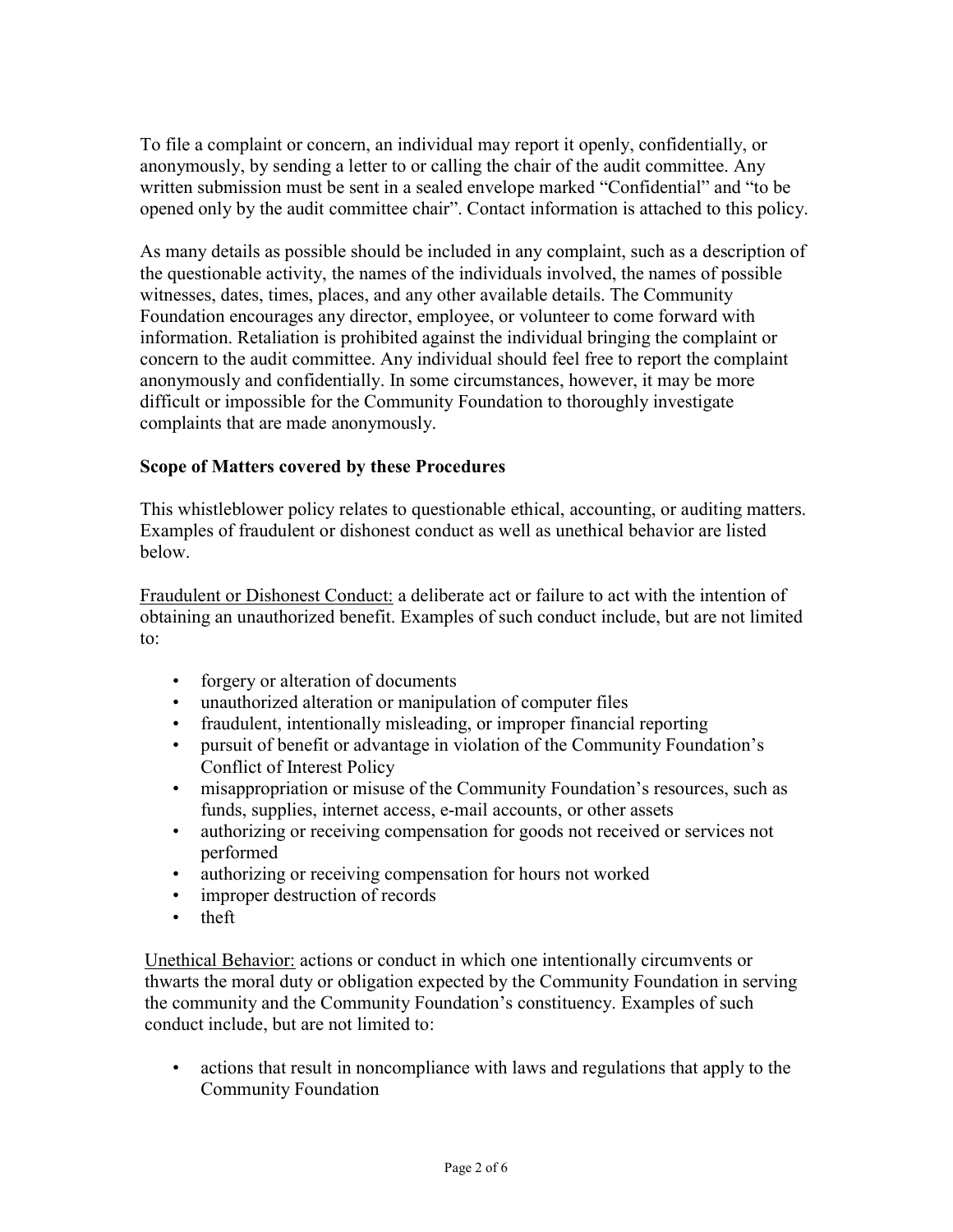To file a complaint or concern, an individual may report it openly, confidentially, or anonymously, by sending a letter to or calling the chair of the audit committee. Any written submission must be sent in a sealed envelope marked "Confidential" and "to be opened only by the audit committee chair". Contact information is attached to this policy.

As many details as possible should be included in any complaint, such as a description of the questionable activity, the names of the individuals involved, the names of possible witnesses, dates, times, places, and any other available details. The Community Foundation encourages any director, employee, or volunteer to come forward with information. Retaliation is prohibited against the individual bringing the complaint or concern to the audit committee. Any individual should feel free to report the complaint anonymously and confidentially. In some circumstances, however, it may be more difficult or impossible for the Community Foundation to thoroughly investigate complaints that are made anonymously.

**Scope of Matters covered by these Procedures**

This whistleblower policy relates to questionable ethical, accounting, or auditing matters. Examples of fraudulent or dishonest conduct as well as unethical behavior are listed below.

<u>Fraudulent or Dishonest Conduct:</u> a deliberate act or failure to act with the intention of obtaining an unauthorized benefit. Examples of such conduct include, but are not limited to:

- forgery or alteration of documents
- unauthorized alteration or manipulation of computer files
- fraudulent, intentionally misleading, or improper financial reporting
- pursuit of benefit or advantage in violation of the Community Foundation's Conflict of Interest Policy
- misappropriation or misuse of the Community Foundation's resources, such as funds, supplies, internet access, e-mail accounts, or other assets
- authorizing or receiving compensation for goods not received or services not performed
- authorizing or receiving compensation for hours not worked
- improper destruction of records
- theft

<u>Unethical Behavior:</u> actions or conduct in which one intentionally circumvents or thwarts the moral duty or obligation expected by the Community Foundation in serving the community and the Community Foundation's constituency. Examples of such conduct include, but are not limited to:

- actions that result in noncompliance with laws and regulations that apply to the Community Foundation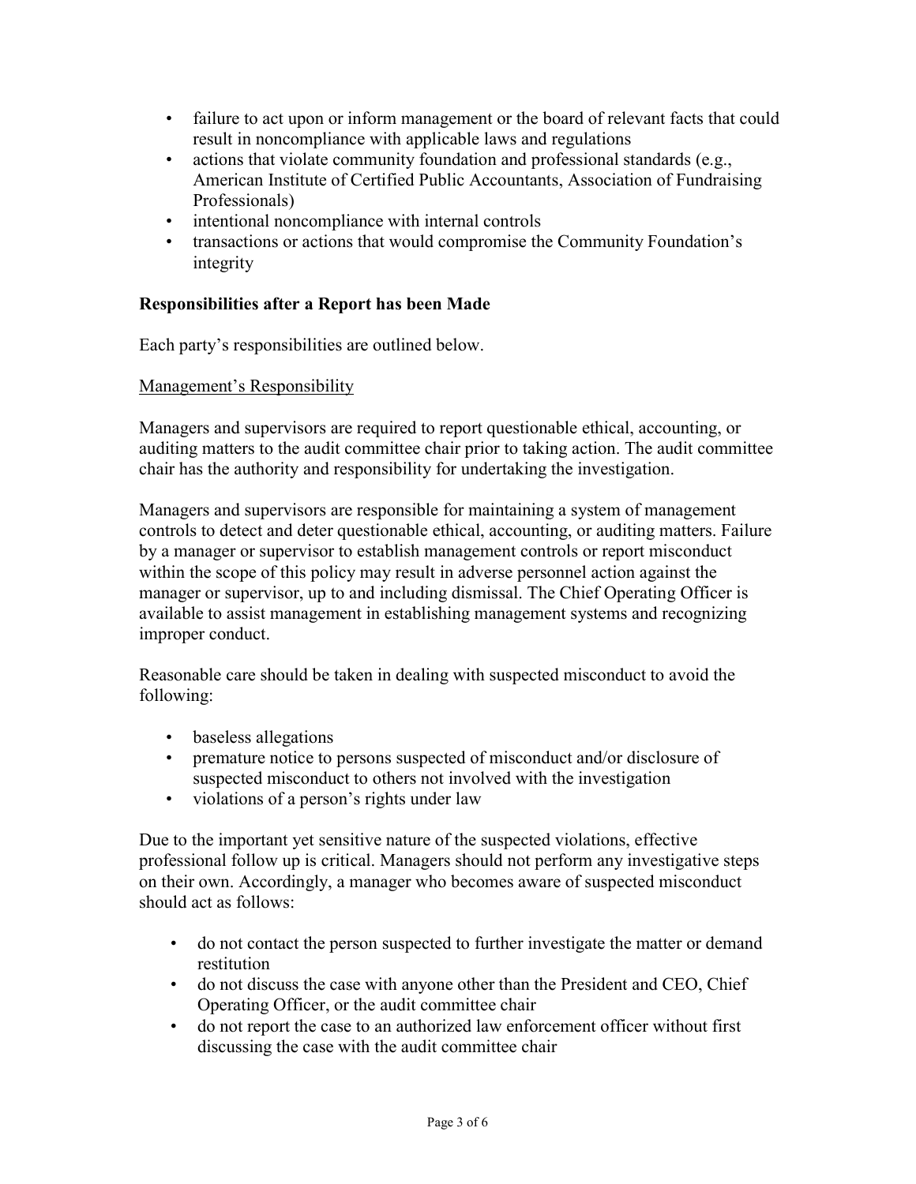- failure to act upon or inform management or the board of relevant facts that could result in noncompliance with applicable laws and regulations
- actions that violate community foundation and professional standards (e.g., American Institute of Certified Public Accountants, Association of Fundraising Professionals)
- intentional noncompliance with internal controls
- transactions or actions that would compromise the Community Foundation's integrity

**Responsibilities after a Report has been Made**

Each party's responsibilities are outlined below.

<u>Management's Responsibility</u>

Managers and supervisors are required to report questionable ethical, accounting, or auditing matters to the audit committee chair prior to taking action. The audit committee chair has the authority and responsibility for undertaking the investigation.

Managers and supervisors are responsible for maintaining a system of management controls to detect and deter questionable ethical, accounting, or auditing matters. Failure by a manager or supervisor to establish management controls or report misconduct within the scope of this policy may result in adverse personnel action against the manager or supervisor, up to and including dismissal. The Chief Operating Officer is available to assist management in establishing management systems and recognizing improper conduct.

Reasonable care should be taken in dealing with suspected misconduct to avoid the following:

- baseless allegations
- premature notice to persons suspected of misconduct and/or disclosure of suspected misconduct to others not involved with the investigation
- violations of a person's rights under law

Due to the important yet sensitive nature of the suspected violations, effective professional follow up is critical. Managers should not perform any investigative steps on their own. Accordingly, a manager who becomes aware of suspected misconduct should act as follows:

- do not contact the person suspected to further investigate the matter or demand restitution
- do not discuss the case with anyone other than the President and CEO, Chief Operating Officer, or the audit committee chair
- do not report the case to an authorized law enforcement officer without first discussing the case with the audit committee chair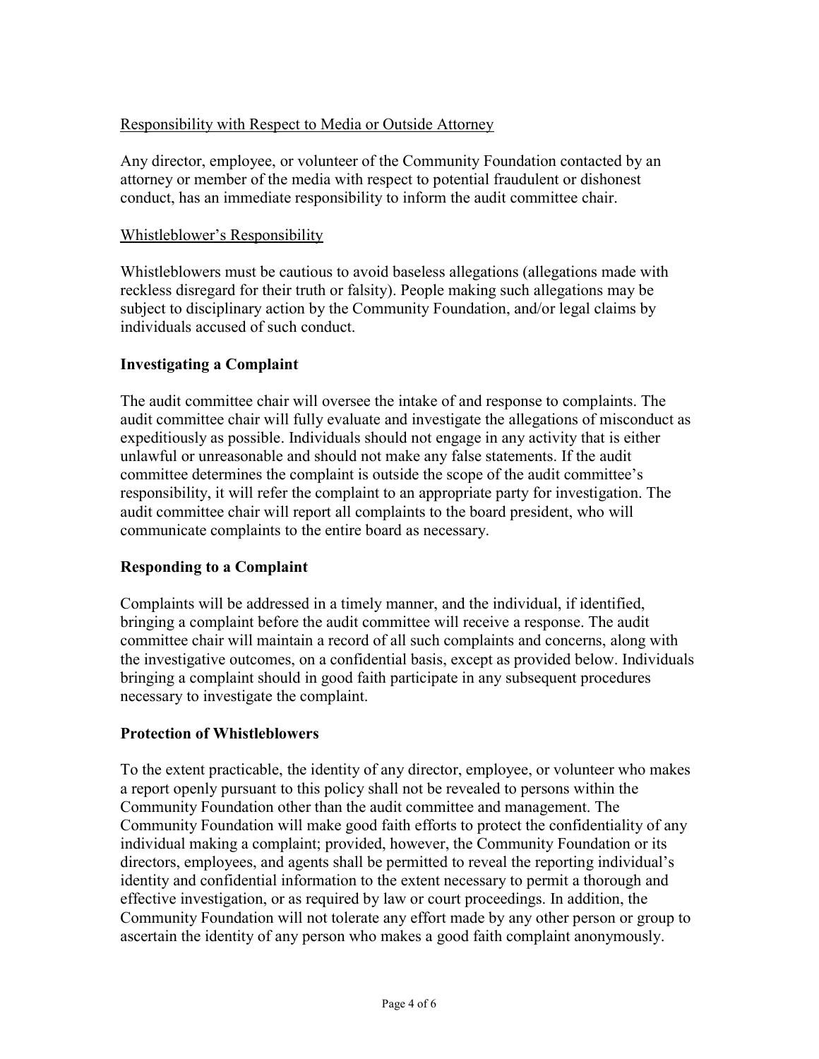Responsibility with Respect to Media or Outside Attorney

Any director, employee, or volunteer of the Community Foundation contacted by an attorney or member of the media with respect to potential fraudulent or dishonest conduct, has an immediate responsibility to inform the audit committee chair.

Whistleblower's Responsibility

Whistleblowers must be cautious to avoid baseless allegations (allegations made with reckless disregard for their truth or falsity). People making such allegations may be subject to disciplinary action by the Community Foundation, and/or legal claims by individuals accused of such conduct.

## Investigating a Complaint

The audit committee chair will oversee the intake of and response to complaints. The audit committee chair will fully evaluate and investigate the allegations of misconduct as expeditiously as possible. Individuals should not engage in any activity that is either unlawful or unreasonable and should not make any false statements. If the audit committee determines the complaint is outside the scope of the audit committee's responsibility, it will refer the complaint to an appropriate party for investigation. The audit committee chair will report all complaints to the board president, who will communicate complaints to the entire board as necessary.

## Responding to a Complaint

Complaints will be addressed in a timely manner, and the individual, if identified, bringing a complaint before the audit committee will receive a response. The audit committee chair will maintain a record of all such complaints and concerns, along with the investigative outcomes, on a confidential basis, except as provided below. Individuals bringing a complaint should in good faith participate in any subsequent procedures necessary to investigate the complaint.

## Protection of Whistleblowers

To the extent practicable, the identity of any director, employee, or volunteer who makes a report openly pursuant to this policy shall not be revealed to persons within the Community Foundation other than the audit committee and management. The Community Foundation will make good faith efforts to protect the confidentiality of any individual making a complaint; provided, however, the Community Foundation or its directors, employees, and agents shall be permitted to reveal the reporting individual's identity and confidential information to the extent necessary to permit a thorough and effective investigation, or as required by law or court proceedings. In addition, the Community Foundation will not tolerate any effort made by any other person or group to ascertain the identity of any person who makes a good faith complaint anonymously.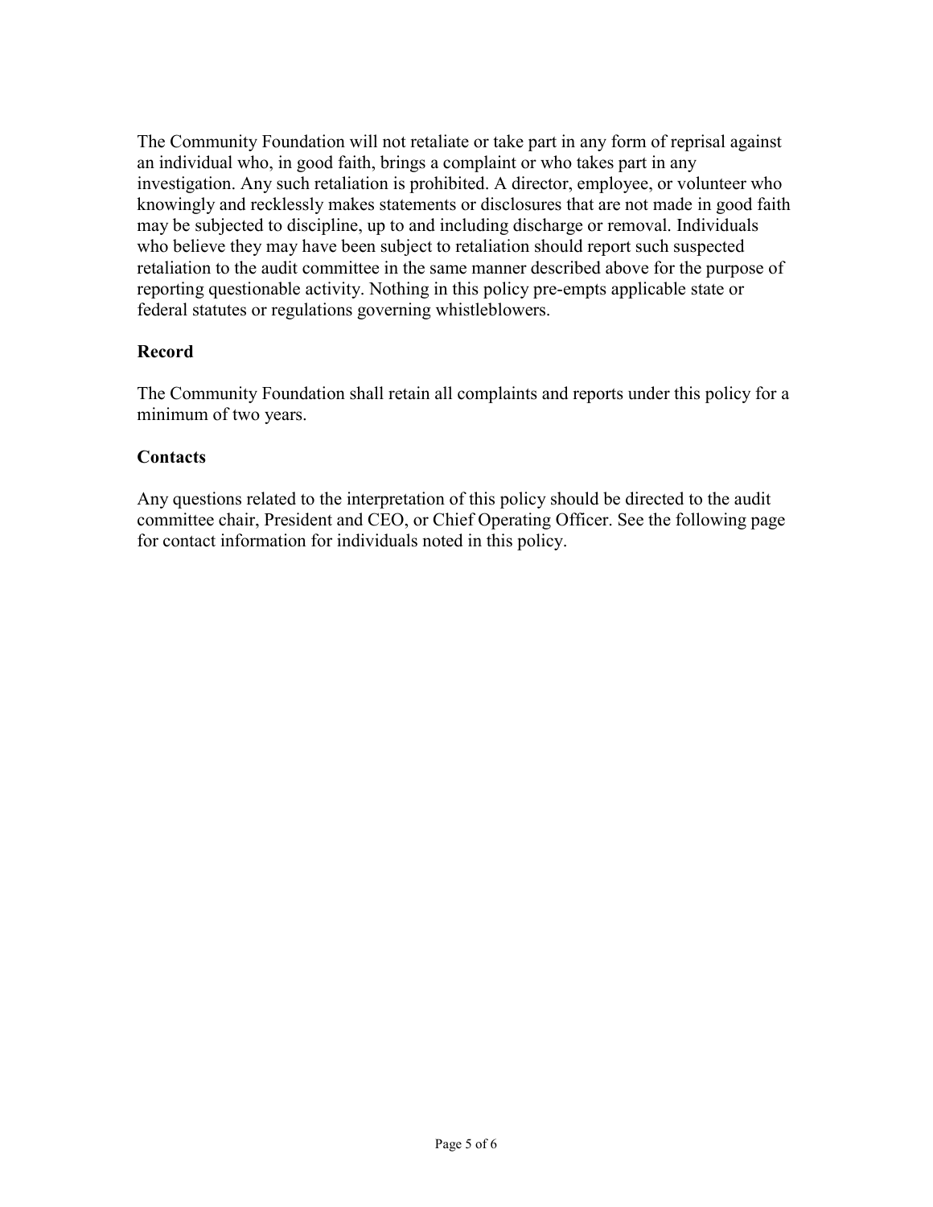The Community Foundation will not retaliate or take part in any form of reprisal against an individual who, in good faith, brings a complaint or who takes part in any investigation. Any such retaliation is prohibited. A director, employee, or volunteer who knowingly and recklessly makes statements or disclosures that are not made in good faith may be subjected to discipline, up to and including discharge or removal. Individuals who believe they may have been subject to retaliation should report such suspected retaliation to the audit committee in the same manner described above for the purpose of reporting questionable activity. Nothing in this policy pre-empts applicable state or federal statutes or regulations governing whistleblowers.

## Record

The Community Foundation shall retain all complaints and reports under this policy for a minimum of two years.

## Contacts

Any questions related to the interpretation of this policy should be directed to the audit committee chair, President and CEO, or Chief Operating Officer. See the following page for contact information for individuals noted in this policy.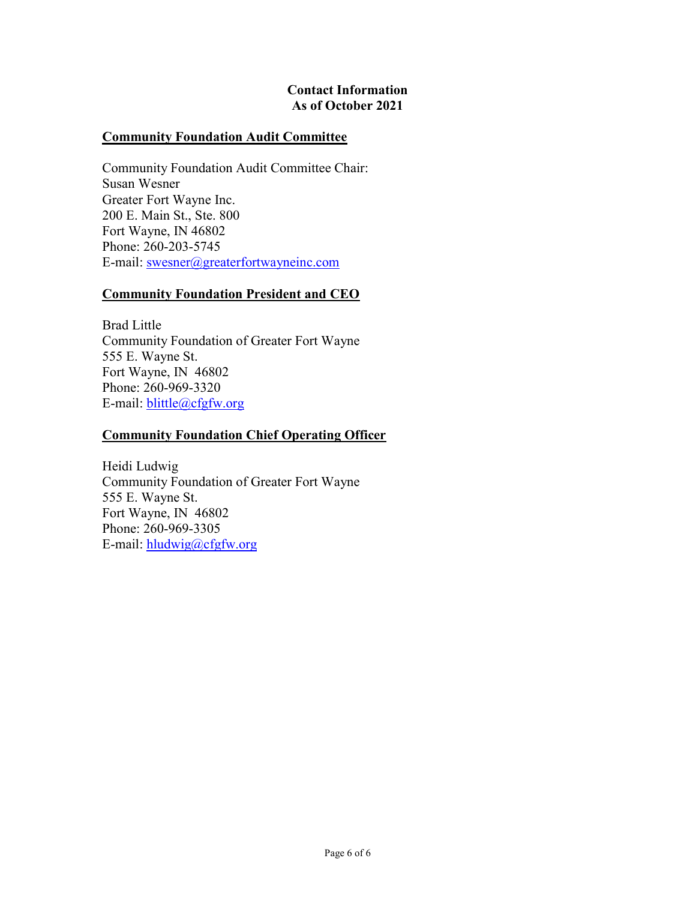**Contact Information**
**As of October 2021**

## Community Foundation Audit Committee

Community Foundation Audit Committee Chair:
Susan Wesner
Greater Fort Wayne Inc.
200 E. Main St., Ste. 800
Fort Wayne, IN 46802
Phone: 260-203-5745
E-mail: swesner@greaterfortwayneinc.com

## Community Foundation President and CEO

Brad Little
Community Foundation of Greater Fort Wayne
555 E. Wayne St.
Fort Wayne, IN 46802
Phone: 260-969-3320
E-mail: blittle@cfgfw.org

## Community Foundation Chief Operating Officer

Heidi Ludwig
Community Foundation of Greater Fort Wayne
555 E. Wayne St.
Fort Wayne, IN 46802
Phone: 260-969-3305
E-mail: hludwig@cfgfw.org